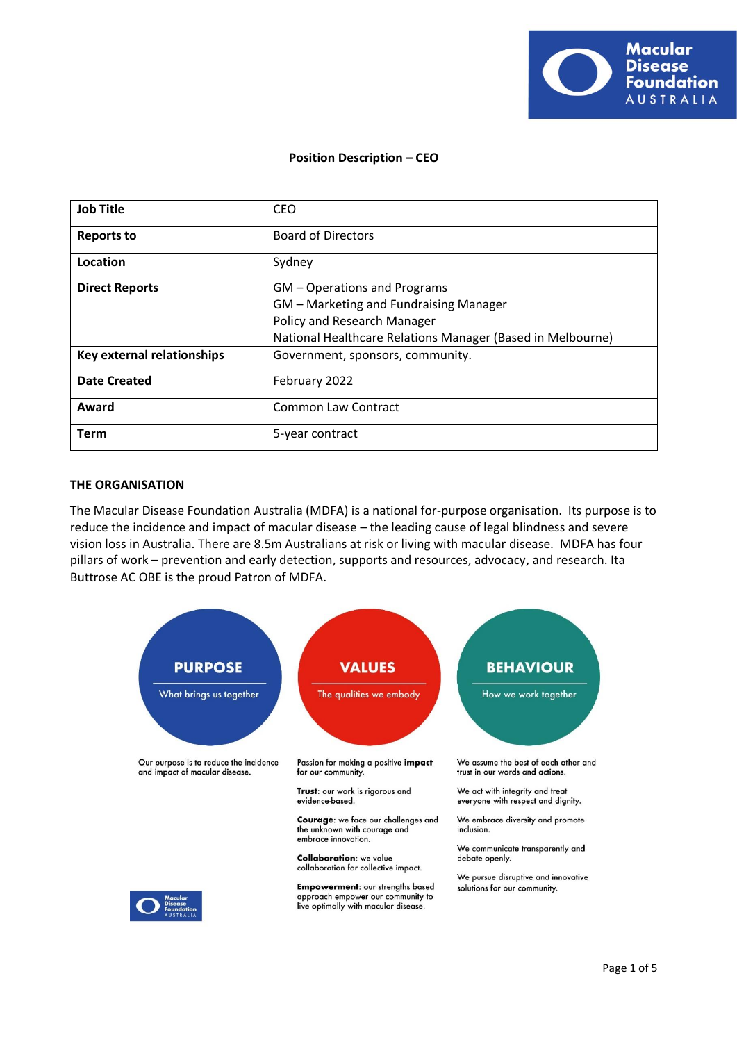**Position Description – CEO**

| Job Title | CEO |
|---|---|
| **Reports to** | Board of Directors |
| **Location** | Sydney |
| **Direct Reports** | GM – Operations and Programs<br>GM – Marketing and Fundraising Manager<br>Policy and Research Manager<br>National Healthcare Relations Manager (Based in Melbourne) |
| **Key external relationships** | Government, sponsors, community. |
| **Date Created** | February 2022 |
| **Award** | Common Law Contract |
| **Term** | 5-year contract |

## THE ORGANISATION

The Macular Disease Foundation Australia (MDFA) is a national for-purpose organisation. Its purpose is to reduce the incidence and impact of macular disease – the leading cause of legal blindness and severe vision loss in Australia. There are 8.5m Australians at risk or living with macular disease. MDFA has four pillars of work – prevention and early detection, supports and resources, advocacy, and research. Ita Buttrose AC OBE is the proud Patron of MDFA.

**PURPOSE**
What brings us together

Our purpose is to reduce the incidence and impact of macular disease.

**VALUES**
The qualities we embody

Passion for making a positive **impact** for our community.

**Trust**: our work is rigorous and evidence-based.

**Courage**: we face our challenges and the unknown with courage and embrace innovation.

**Collaboration**: we value collaboration for collective impact.

**Empowerment**: our strengths based approach empower our community to live optimally with macular disease.

**BEHAVIOUR**
How we work together

We assume the best of each other and trust in our words and actions.

We act with integrity and treat everyone with respect and dignity.

We embrace diversity and promote inclusion.

We communicate transparently and debate openly.

We pursue disruptive and innovative solutions for our community.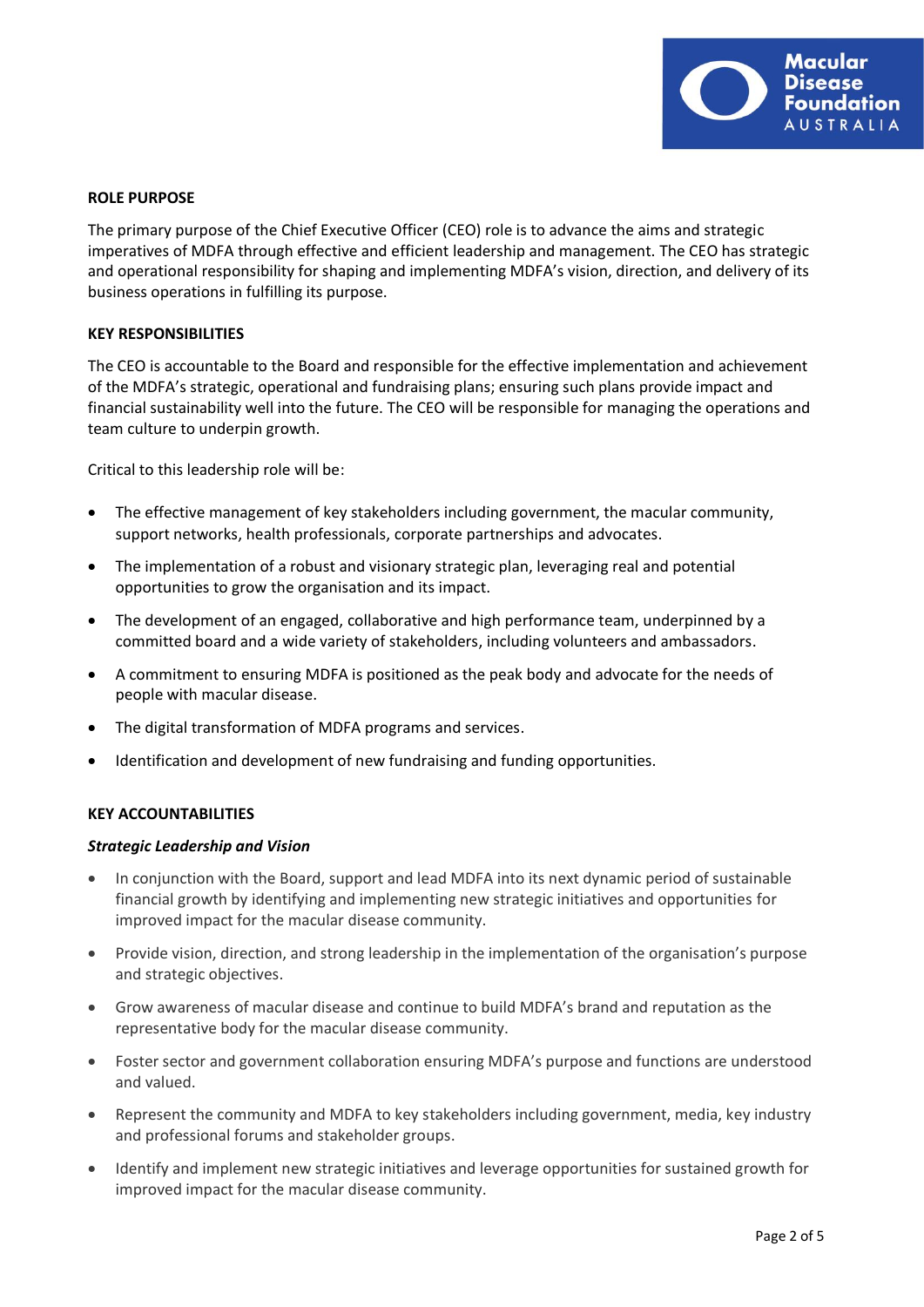## ROLE PURPOSE

The primary purpose of the Chief Executive Officer (CEO) role is to advance the aims and strategic imperatives of MDFA through effective and efficient leadership and management. The CEO has strategic and operational responsibility for shaping and implementing MDFA's vision, direction, and delivery of its business operations in fulfilling its purpose.

## KEY RESPONSIBILITIES

The CEO is accountable to the Board and responsible for the effective implementation and achievement of the MDFA's strategic, operational and fundraising plans; ensuring such plans provide impact and financial sustainability well into the future. The CEO will be responsible for managing the operations and team culture to underpin growth.

Critical to this leadership role will be:

- The effective management of key stakeholders including government, the macular community, support networks, health professionals, corporate partnerships and advocates.
- The implementation of a robust and visionary strategic plan, leveraging real and potential opportunities to grow the organisation and its impact.
- The development of an engaged, collaborative and high performance team, underpinned by a committed board and a wide variety of stakeholders, including volunteers and ambassadors.
- A commitment to ensuring MDFA is positioned as the peak body and advocate for the needs of people with macular disease.
- The digital transformation of MDFA programs and services.
- Identification and development of new fundraising and funding opportunities.

## KEY ACCOUNTABILITIES

### *Strategic Leadership and Vision*

- In conjunction with the Board, support and lead MDFA into its next dynamic period of sustainable financial growth by identifying and implementing new strategic initiatives and opportunities for improved impact for the macular disease community.
- Provide vision, direction, and strong leadership in the implementation of the organisation's purpose and strategic objectives.
- Grow awareness of macular disease and continue to build MDFA's brand and reputation as the representative body for the macular disease community.
- Foster sector and government collaboration ensuring MDFA's purpose and functions are understood and valued.
- Represent the community and MDFA to key stakeholders including government, media, key industry and professional forums and stakeholder groups.
- Identify and implement new strategic initiatives and leverage opportunities for sustained growth for improved impact for the macular disease community.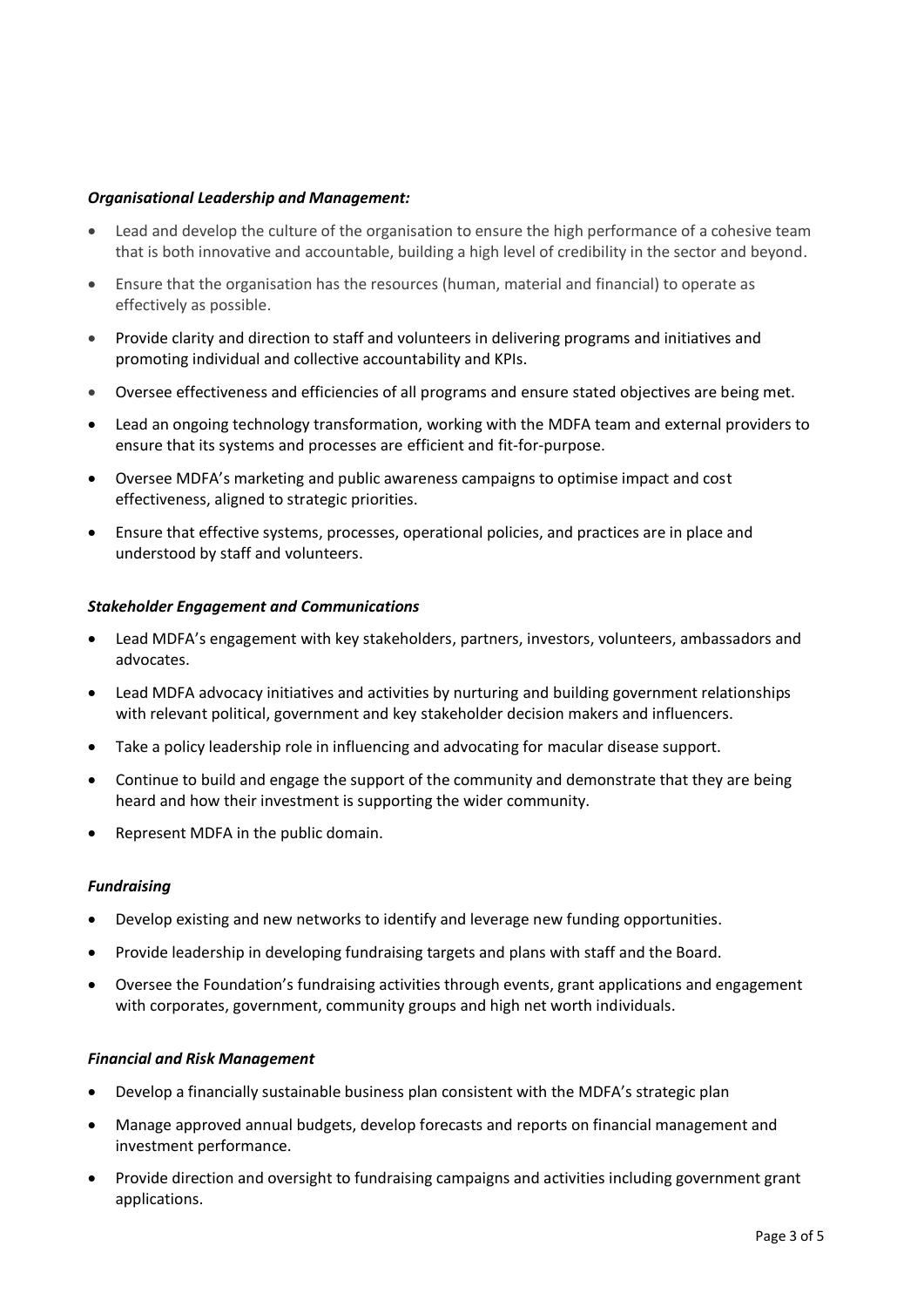***Organisational Leadership and Management:***

- Lead and develop the culture of the organisation to ensure the high performance of a cohesive team that is both innovative and accountable, building a high level of credibility in the sector and beyond.
- Ensure that the organisation has the resources (human, material and financial) to operate as effectively as possible.
- Provide clarity and direction to staff and volunteers in delivering programs and initiatives and promoting individual and collective accountability and KPIs.
- Oversee effectiveness and efficiencies of all programs and ensure stated objectives are being met.
- Lead an ongoing technology transformation, working with the MDFA team and external providers to ensure that its systems and processes are efficient and fit-for-purpose.
- Oversee MDFA's marketing and public awareness campaigns to optimise impact and cost effectiveness, aligned to strategic priorities.
- Ensure that effective systems, processes, operational policies, and practices are in place and understood by staff and volunteers.

***Stakeholder Engagement and Communications***

- Lead MDFA's engagement with key stakeholders, partners, investors, volunteers, ambassadors and advocates.
- Lead MDFA advocacy initiatives and activities by nurturing and building government relationships with relevant political, government and key stakeholder decision makers and influencers.
- Take a policy leadership role in influencing and advocating for macular disease support.
- Continue to build and engage the support of the community and demonstrate that they are being heard and how their investment is supporting the wider community.
- Represent MDFA in the public domain.

***Fundraising***

- Develop existing and new networks to identify and leverage new funding opportunities.
- Provide leadership in developing fundraising targets and plans with staff and the Board.
- Oversee the Foundation's fundraising activities through events, grant applications and engagement with corporates, government, community groups and high net worth individuals.

***Financial and Risk Management***

- Develop a financially sustainable business plan consistent with the MDFA's strategic plan
- Manage approved annual budgets, develop forecasts and reports on financial management and investment performance.
- Provide direction and oversight to fundraising campaigns and activities including government grant applications.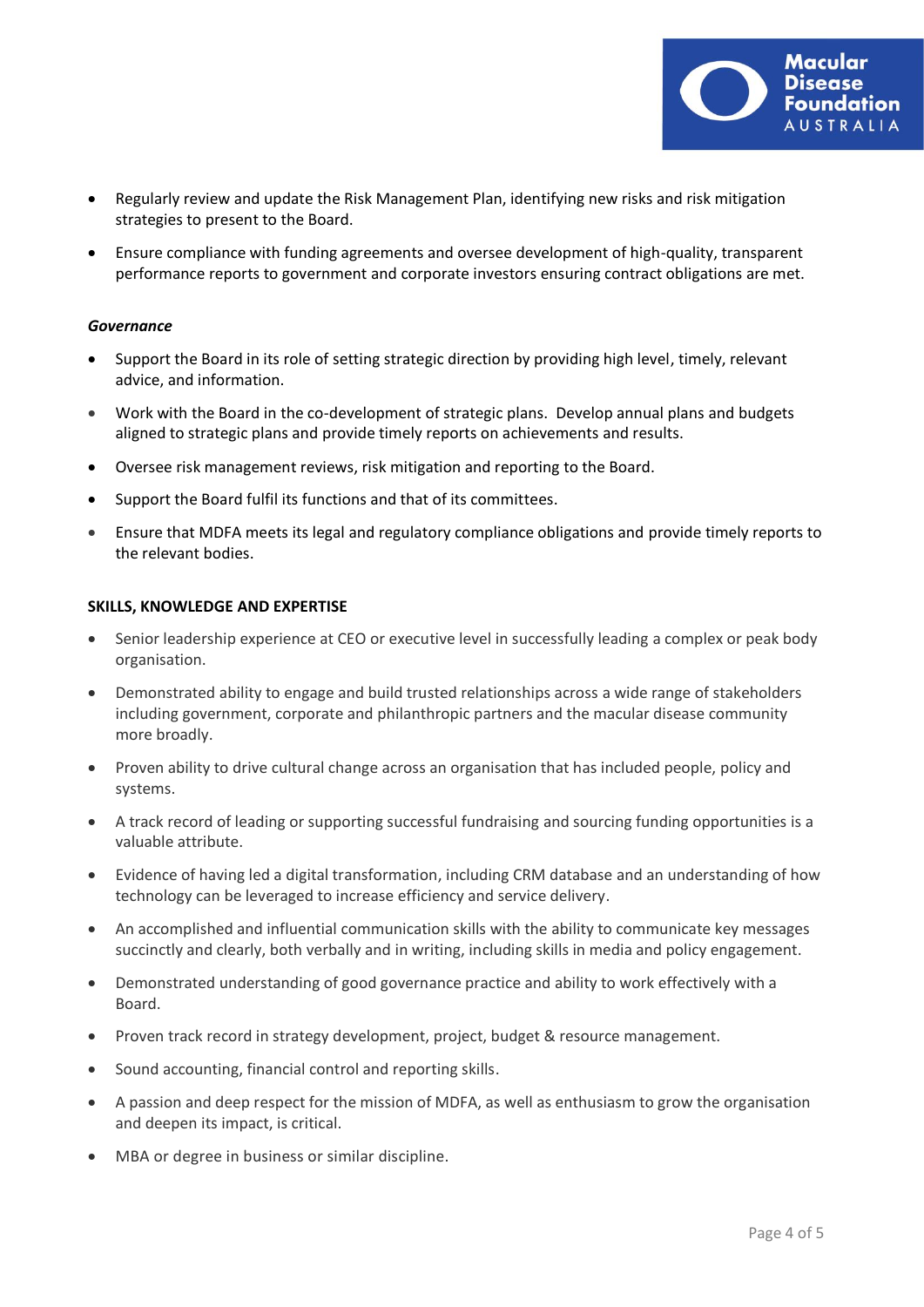- Regularly review and update the Risk Management Plan, identifying new risks and risk mitigation strategies to present to the Board.
- Ensure compliance with funding agreements and oversee development of high-quality, transparent performance reports to government and corporate investors ensuring contract obligations are met.

***Governance***

- Support the Board in its role of setting strategic direction by providing high level, timely, relevant advice, and information.
- Work with the Board in the co-development of strategic plans. Develop annual plans and budgets aligned to strategic plans and provide timely reports on achievements and results.
- Oversee risk management reviews, risk mitigation and reporting to the Board.
- Support the Board fulfil its functions and that of its committees.
- Ensure that MDFA meets its legal and regulatory compliance obligations and provide timely reports to the relevant bodies.

**SKILLS, KNOWLEDGE AND EXPERTISE**

- Senior leadership experience at CEO or executive level in successfully leading a complex or peak body organisation.
- Demonstrated ability to engage and build trusted relationships across a wide range of stakeholders including government, corporate and philanthropic partners and the macular disease community more broadly.
- Proven ability to drive cultural change across an organisation that has included people, policy and systems.
- A track record of leading or supporting successful fundraising and sourcing funding opportunities is a valuable attribute.
- Evidence of having led a digital transformation, including CRM database and an understanding of how technology can be leveraged to increase efficiency and service delivery.
- An accomplished and influential communication skills with the ability to communicate key messages succinctly and clearly, both verbally and in writing, including skills in media and policy engagement.
- Demonstrated understanding of good governance practice and ability to work effectively with a Board.
- Proven track record in strategy development, project, budget & resource management.
- Sound accounting, financial control and reporting skills.
- A passion and deep respect for the mission of MDFA, as well as enthusiasm to grow the organisation and deepen its impact, is critical.
- MBA or degree in business or similar discipline.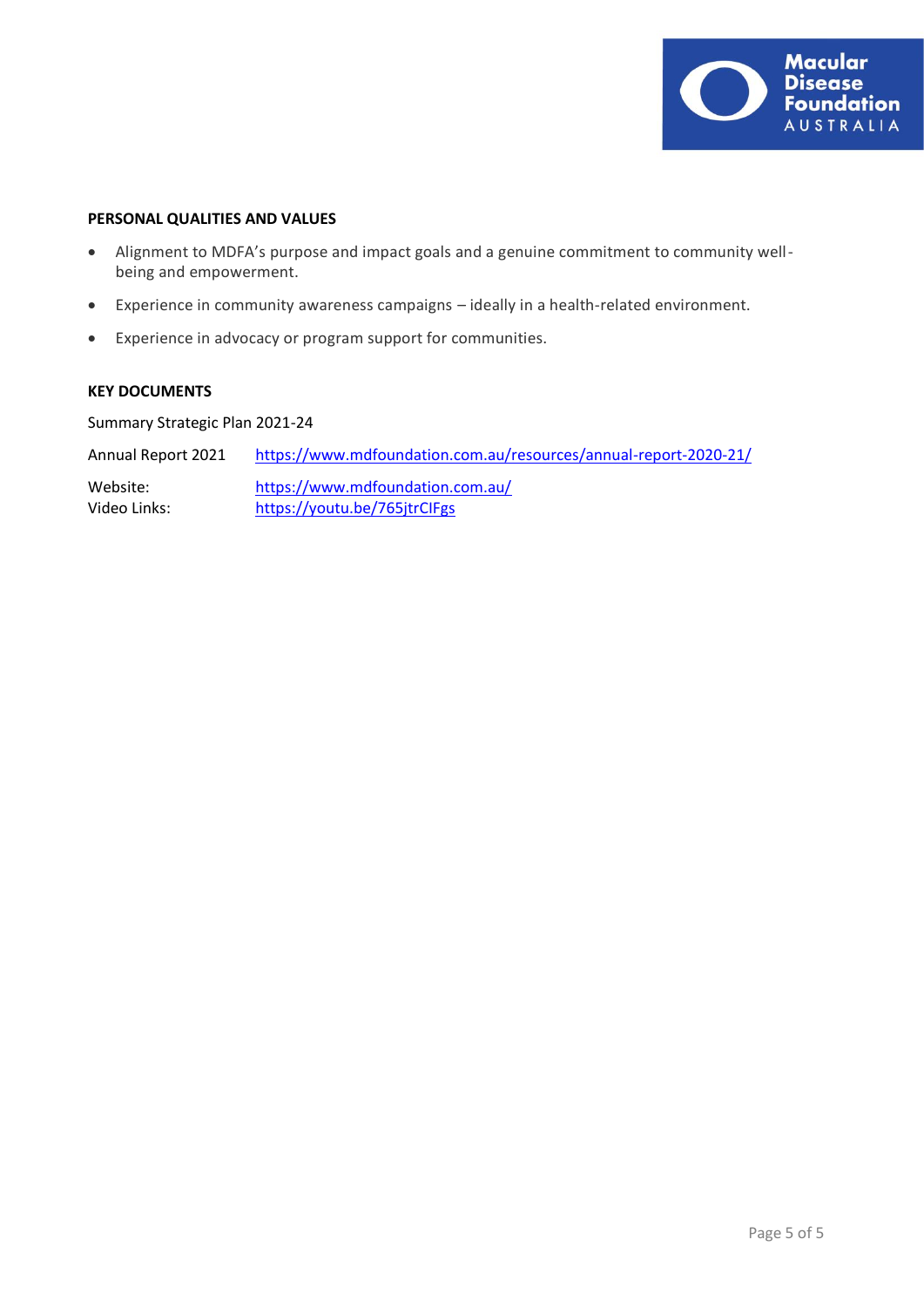**PERSONAL QUALITIES AND VALUES**

- Alignment to MDFA's purpose and impact goals and a genuine commitment to community well-being and empowerment.
- Experience in community awareness campaigns – ideally in a health-related environment.
- Experience in advocacy or program support for communities.

**KEY DOCUMENTS**

Summary Strategic Plan 2021-24

Annual Report 2021 https://www.mdfoundation.com.au/resources/annual-report-2020-21/

Website: https://www.mdfoundation.com.au/
Video Links: https://youtu.be/765jtrCIFgs